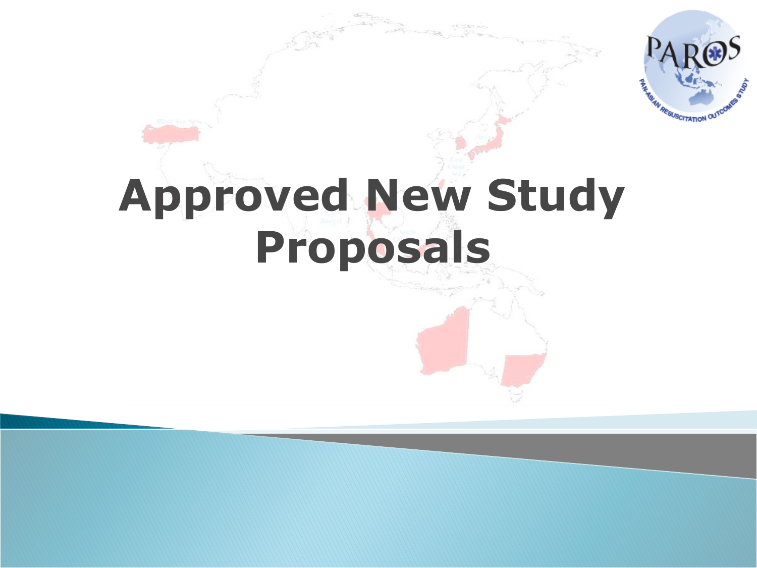# Approved New Study Proposals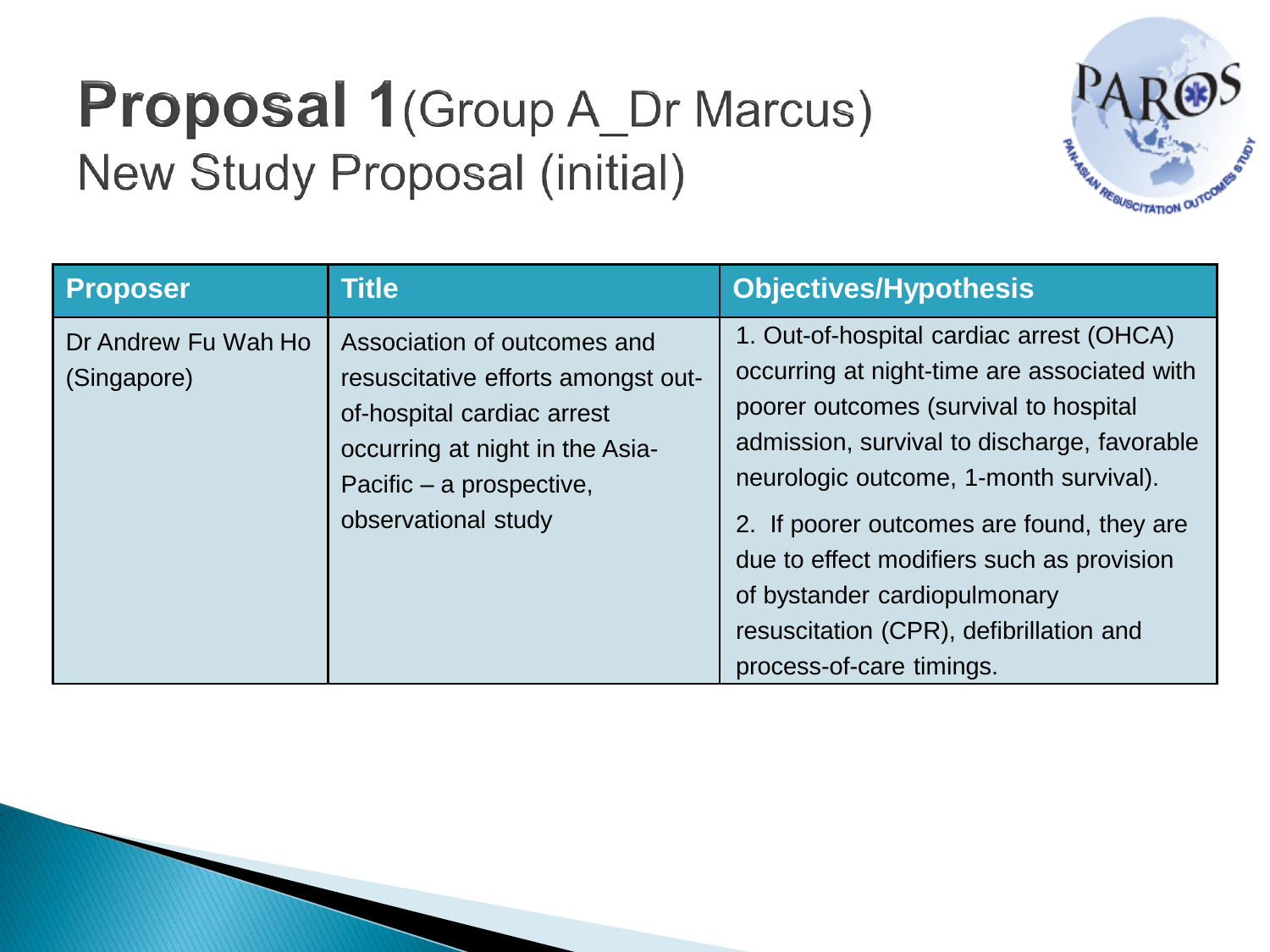# **Proposal 1** (Group A_Dr Marcus)

## New Study Proposal (initial)

| Proposer | Title | Objectives/Hypothesis |
|---|---|---|
| Dr Andrew Fu Wah Ho (Singapore) | Association of outcomes and resuscitative efforts amongst out-of-hospital cardiac arrest occurring at night in the Asia-Pacific – a prospective, observational study | 1. Out-of-hospital cardiac arrest (OHCA) occurring at night-time are associated with poorer outcomes (survival to hospital admission, survival to discharge, favorable neurologic outcome, 1-month survival).<br><br>2. If poorer outcomes are found, they are due to effect modifiers such as provision of bystander cardiopulmonary resuscitation (CPR), defibrillation and process-of-care timings. |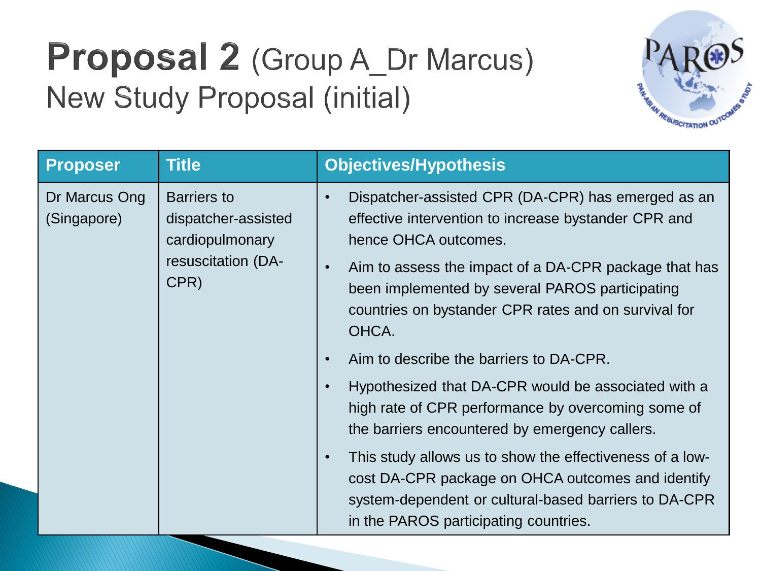# **Proposal 2** (Group A_Dr Marcus)

## New Study Proposal (initial)

| Proposer | Title | Objectives/Hypothesis |
|---|---|---|
| Dr Marcus Ong (Singapore) | Barriers to dispatcher-assisted cardiopulmonary resuscitation (DA-CPR) | • Dispatcher-assisted CPR (DA-CPR) has emerged as an effective intervention to increase bystander CPR and hence OHCA outcomes.<br>• Aim to assess the impact of a DA-CPR package that has been implemented by several PAROS participating countries on bystander CPR rates and on survival for OHCA.<br>• Aim to describe the barriers to DA-CPR.<br>• Hypothesized that DA-CPR would be associated with a high rate of CPR performance by overcoming some of the barriers encountered by emergency callers.<br>• This study allows us to show the effectiveness of a low-cost DA-CPR package on OHCA outcomes and identify system-dependent or cultural-based barriers to DA-CPR in the PAROS participating countries. |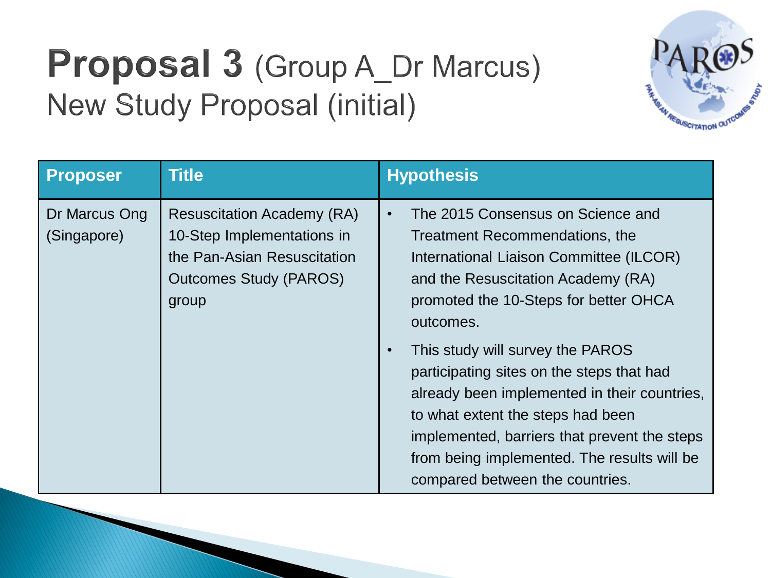# Proposal 3 (Group A_Dr Marcus)

## New Study Proposal (initial)

| Proposer | Title | Hypothesis |
|---|---|---|
| Dr Marcus Ong (Singapore) | Resuscitation Academy (RA) 10-Step Implementations in the Pan-Asian Resuscitation Outcomes Study (PAROS) group | • The 2015 Consensus on Science and Treatment Recommendations, the International Liaison Committee (ILCOR) and the Resuscitation Academy (RA) promoted the 10-Steps for better OHCA outcomes.<br>• This study will survey the PAROS participating sites on the steps that had already been implemented in their countries, to what extent the steps had been implemented, barriers that prevent the steps from being implemented. The results will be compared between the countries. |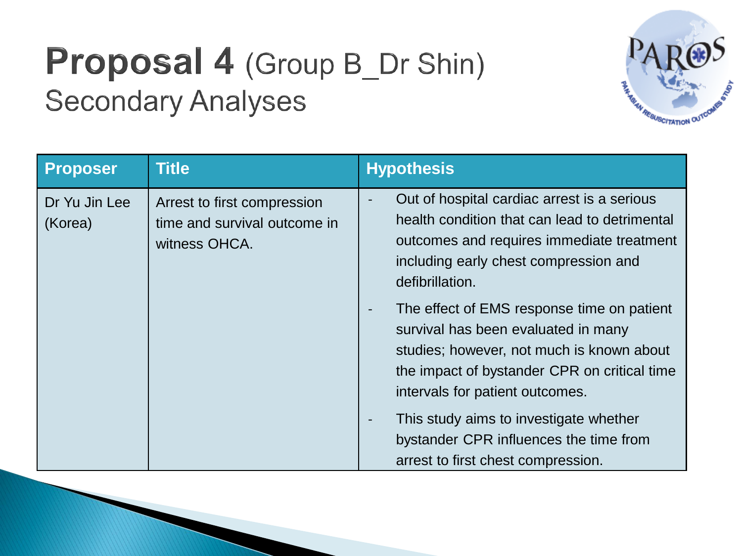# Proposal 4 (Group B_Dr Shin)

## Secondary Analyses

| Proposer | Title | Hypothesis |
|---|---|---|
| Dr Yu Jin Lee (Korea) | Arrest to first compression time and survival outcome in witness OHCA. | - Out of hospital cardiac arrest is a serious health condition that can lead to detrimental outcomes and requires immediate treatment including early chest compression and defibrillation.<br>- The effect of EMS response time on patient survival has been evaluated in many studies; however, not much is known about the impact of bystander CPR on critical time intervals for patient outcomes.<br>- This study aims to investigate whether bystander CPR influences the time from arrest to first chest compression. |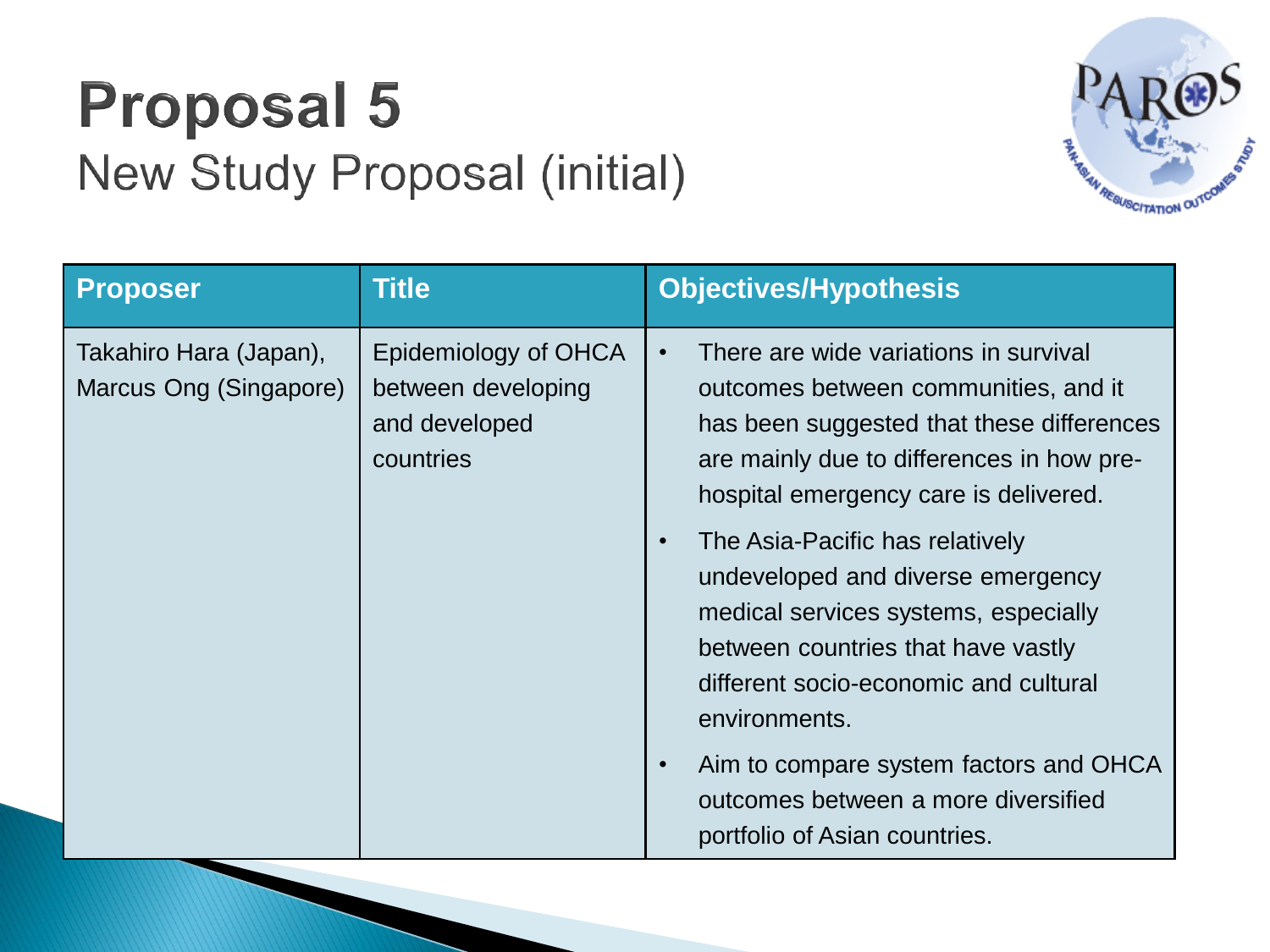# Proposal 5

## New Study Proposal (initial)

| Proposer | Title | Objectives/Hypothesis |
| --- | --- | --- |
| Takahiro Hara (Japan), Marcus Ong (Singapore) | Epidemiology of OHCA between developing and developed countries | • There are wide variations in survival outcomes between communities, and it has been suggested that these differences are mainly due to differences in how pre-hospital emergency care is delivered.<br>• The Asia-Pacific has relatively undeveloped and diverse emergency medical services systems, especially between countries that have vastly different socio-economic and cultural environments.<br>• Aim to compare system factors and OHCA outcomes between a more diversified portfolio of Asian countries. |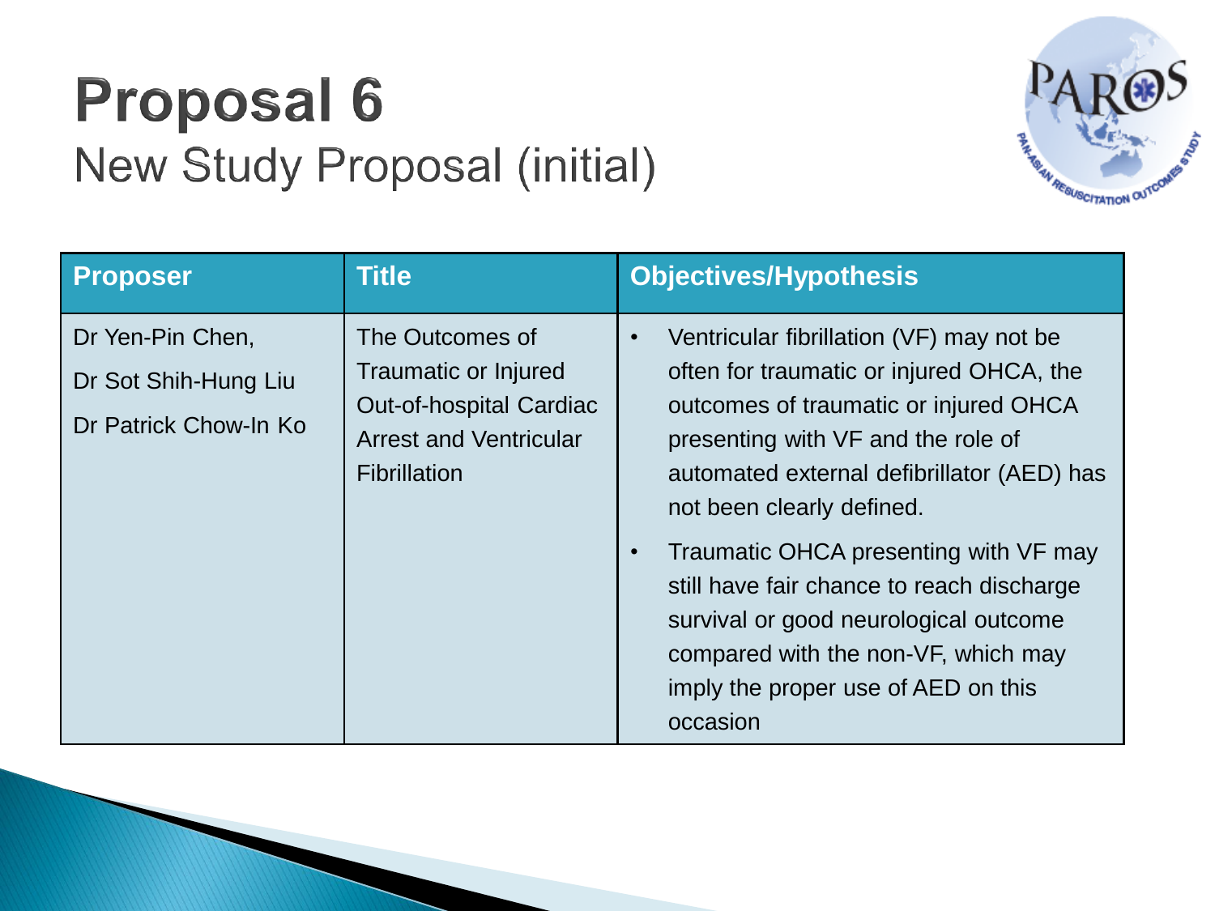# Proposal 6

## New Study Proposal (initial)

| Proposer | Title | Objectives/Hypothesis |
|---|---|---|
| Dr Yen-Pin Chen,<br>Dr Sot Shih-Hung Liu<br>Dr Patrick Chow-In Ko | The Outcomes of Traumatic or Injured Out-of-hospital Cardiac Arrest and Ventricular Fibrillation | • Ventricular fibrillation (VF) may not be often for traumatic or injured OHCA, the outcomes of traumatic or injured OHCA presenting with VF and the role of automated external defibrillator (AED) has not been clearly defined.<br>• Traumatic OHCA presenting with VF may still have fair chance to reach discharge survival or good neurological outcome compared with the non-VF, which may imply the proper use of AED on this occasion |